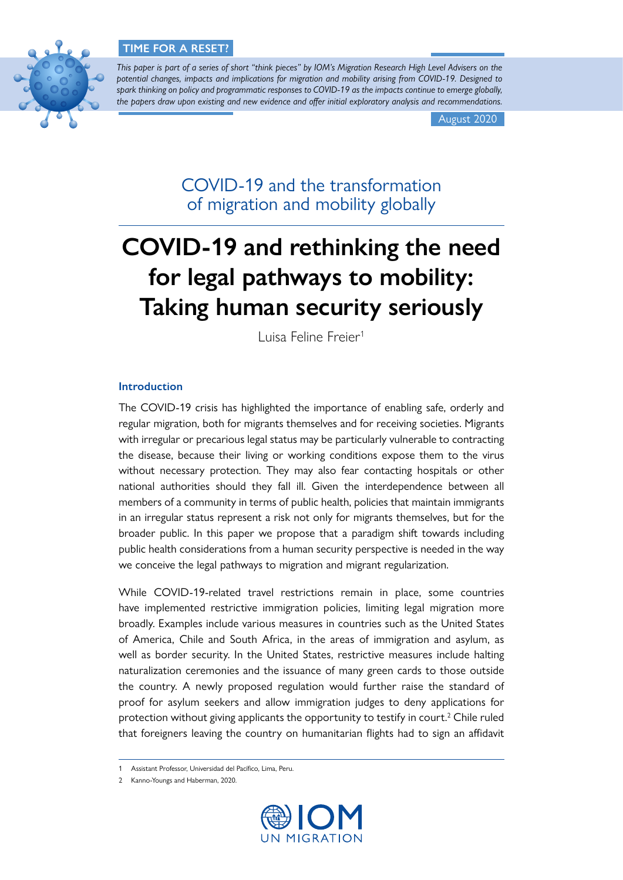**TIME FOR A RESET?**

*This paper is part of a series of short "think pieces" by IOM's Migration Research High Level Advisers on the potential changes, impacts and implications for migration and mobility arising from COVID-19. Designed to spark thinking on policy and programmatic responses to COVID-19 as the impacts continue to emerge globally, the papers draw upon existing and new evidence and offer initial exploratory analysis and recommendations.*

August 2020

COVID-19 and the transformation of migration and mobility globally

# COVID-19 and rethinking the need for legal pathways to mobility: Taking human security seriously

Luisa Feline Freier[1]

## Introduction

The COVID-19 crisis has highlighted the importance of enabling safe, orderly and regular migration, both for migrants themselves and for receiving societies. Migrants with irregular or precarious legal status may be particularly vulnerable to contracting the disease, because their living or working conditions expose them to the virus without necessary protection. They may also fear contacting hospitals or other national authorities should they fall ill. Given the interdependence between all members of a community in terms of public health, policies that maintain immigrants in an irregular status represent a risk not only for migrants themselves, but for the broader public. In this paper we propose that a paradigm shift towards including public health considerations from a human security perspective is needed in the way we conceive the legal pathways to migration and migrant regularization.

While COVID-19-related travel restrictions remain in place, some countries have implemented restrictive immigration policies, limiting legal migration more broadly. Examples include various measures in countries such as the United States of America, Chile and South Africa, in the areas of immigration and asylum, as well as border security. In the United States, restrictive measures include halting naturalization ceremonies and the issuance of many green cards to those outside the country. A newly proposed regulation would further raise the standard of proof for asylum seekers and allow immigration judges to deny applications for protection without giving applicants the opportunity to testify in court.[2] Chile ruled that foreigners leaving the country on humanitarian flights had to sign an affidavit

---

1 Assistant Professor, Universidad del Pacifico, Lima, Peru.

2 Kanno-Youngs and Haberman, 2020.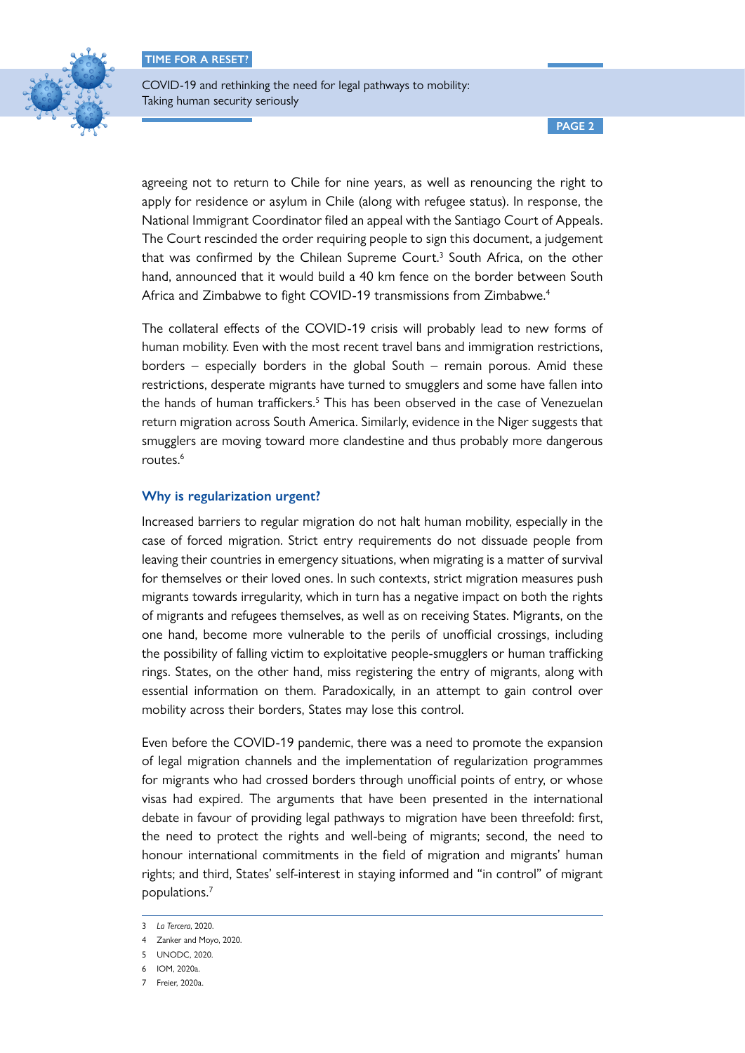agreeing not to return to Chile for nine years, as well as renouncing the right to apply for residence or asylum in Chile (along with refugee status). In response, the National Immigrant Coordinator filed an appeal with the Santiago Court of Appeals. The Court rescinded the order requiring people to sign this document, a judgement that was confirmed by the Chilean Supreme Court.[3] South Africa, on the other hand, announced that it would build a 40 km fence on the border between South Africa and Zimbabwe to fight COVID-19 transmissions from Zimbabwe.[4]

The collateral effects of the COVID-19 crisis will probably lead to new forms of human mobility. Even with the most recent travel bans and immigration restrictions, borders – especially borders in the global South – remain porous. Amid these restrictions, desperate migrants have turned to smugglers and some have fallen into the hands of human traffickers.[5] This has been observed in the case of Venezuelan return migration across South America. Similarly, evidence in the Niger suggests that smugglers are moving toward more clandestine and thus probably more dangerous routes.[6]

### Why is regularization urgent?

Increased barriers to regular migration do not halt human mobility, especially in the case of forced migration. Strict entry requirements do not dissuade people from leaving their countries in emergency situations, when migrating is a matter of survival for themselves or their loved ones. In such contexts, strict migration measures push migrants towards irregularity, which in turn has a negative impact on both the rights of migrants and refugees themselves, as well as on receiving States. Migrants, on the one hand, become more vulnerable to the perils of unofficial crossings, including the possibility of falling victim to exploitative people-smugglers or human trafficking rings. States, on the other hand, miss registering the entry of migrants, along with essential information on them. Paradoxically, in an attempt to gain control over mobility across their borders, States may lose this control.

Even before the COVID-19 pandemic, there was a need to promote the expansion of legal migration channels and the implementation of regularization programmes for migrants who had crossed borders through unofficial points of entry, or whose visas had expired. The arguments that have been presented in the international debate in favour of providing legal pathways to migration have been threefold: first, the need to protect the rights and well-being of migrants; second, the need to honour international commitments in the field of migration and migrants' human rights; and third, States' self-interest in staying informed and "in control" of migrant populations.[7]

---

3 *La Tercera*, 2020.

4 Zanker and Moyo, 2020.

5 UNODC, 2020.

6 IOM, 2020a.

7 Freier, 2020a.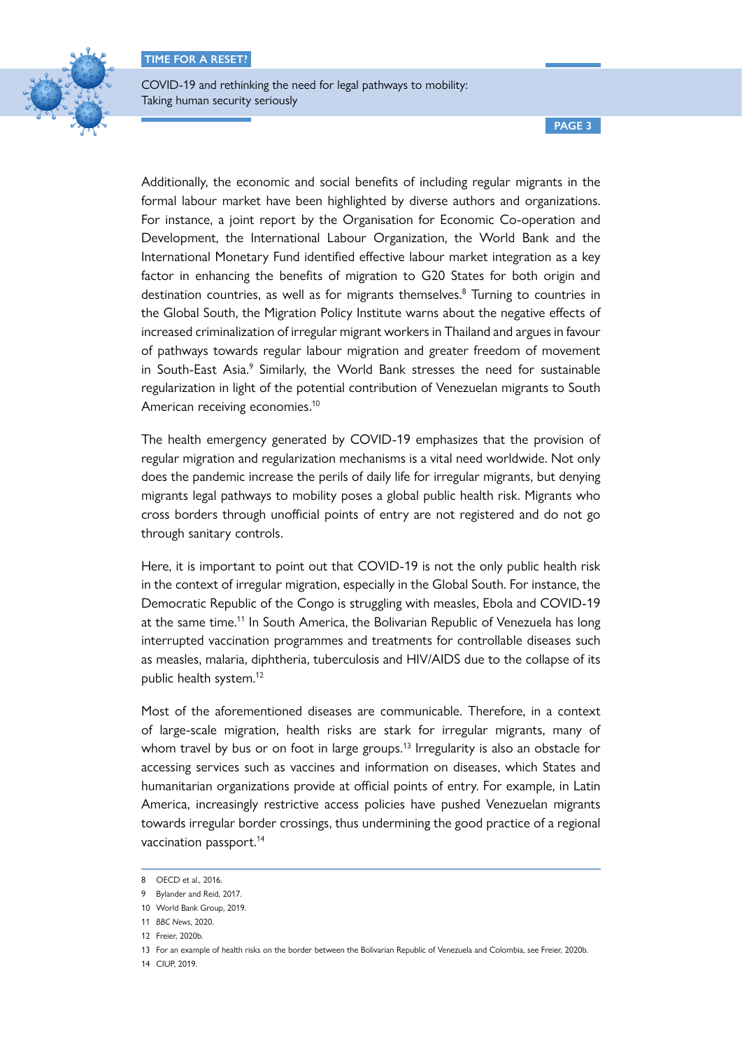Additionally, the economic and social benefits of including regular migrants in the formal labour market have been highlighted by diverse authors and organizations. For instance, a joint report by the Organisation for Economic Co-operation and Development, the International Labour Organization, the World Bank and the International Monetary Fund identified effective labour market integration as a key factor in enhancing the benefits of migration to G20 States for both origin and destination countries, as well as for migrants themselves.[8] Turning to countries in the Global South, the Migration Policy Institute warns about the negative effects of increased criminalization of irregular migrant workers in Thailand and argues in favour of pathways towards regular labour migration and greater freedom of movement in South-East Asia.[9] Similarly, the World Bank stresses the need for sustainable regularization in light of the potential contribution of Venezuelan migrants to South American receiving economies.[10]

The health emergency generated by COVID-19 emphasizes that the provision of regular migration and regularization mechanisms is a vital need worldwide. Not only does the pandemic increase the perils of daily life for irregular migrants, but denying migrants legal pathways to mobility poses a global public health risk. Migrants who cross borders through unofficial points of entry are not registered and do not go through sanitary controls.

Here, it is important to point out that COVID-19 is not the only public health risk in the context of irregular migration, especially in the Global South. For instance, the Democratic Republic of the Congo is struggling with measles, Ebola and COVID-19 at the same time.[11] In South America, the Bolivarian Republic of Venezuela has long interrupted vaccination programmes and treatments for controllable diseases such as measles, malaria, diphtheria, tuberculosis and HIV/AIDS due to the collapse of its public health system.[12]

Most of the aforementioned diseases are communicable. Therefore, in a context of large-scale migration, health risks are stark for irregular migrants, many of whom travel by bus or on foot in large groups.[13] Irregularity is also an obstacle for accessing services such as vaccines and information on diseases, which States and humanitarian organizations provide at official points of entry. For example, in Latin America, increasingly restrictive access policies have pushed Venezuelan migrants towards irregular border crossings, thus undermining the good practice of a regional vaccination passport.[14]

---

8 OECD et al., 2016.

9 Bylander and Reid, 2017.

10 World Bank Group, 2019.

11 *BBC News*, 2020.

12 Freier, 2020b.

13 For an example of health risks on the border between the Bolivarian Republic of Venezuela and Colombia, see Freier, 2020b.

14 CIUP, 2019.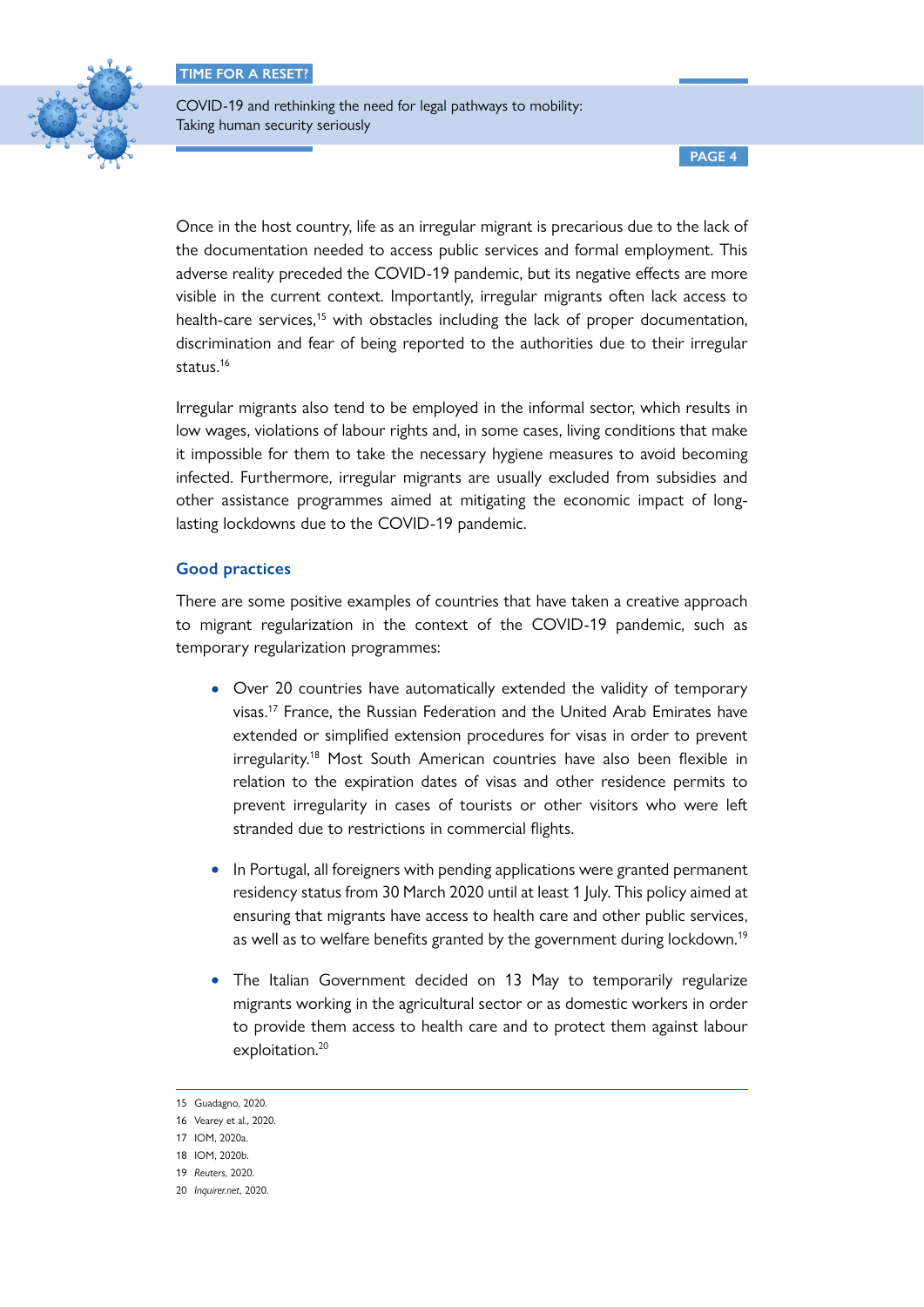Once in the host country, life as an irregular migrant is precarious due to the lack of the documentation needed to access public services and formal employment. This adverse reality preceded the COVID-19 pandemic, but its negative effects are more visible in the current context. Importantly, irregular migrants often lack access to health-care services,[15] with obstacles including the lack of proper documentation, discrimination and fear of being reported to the authorities due to their irregular status.[16]

Irregular migrants also tend to be employed in the informal sector, which results in low wages, violations of labour rights and, in some cases, living conditions that make it impossible for them to take the necessary hygiene measures to avoid becoming infected. Furthermore, irregular migrants are usually excluded from subsidies and other assistance programmes aimed at mitigating the economic impact of long-lasting lockdowns due to the COVID-19 pandemic.

## Good practices

There are some positive examples of countries that have taken a creative approach to migrant regularization in the context of the COVID-19 pandemic, such as temporary regularization programmes:

- Over 20 countries have automatically extended the validity of temporary visas.[17] France, the Russian Federation and the United Arab Emirates have extended or simplified extension procedures for visas in order to prevent irregularity.[18] Most South American countries have also been flexible in relation to the expiration dates of visas and other residence permits to prevent irregularity in cases of tourists or other visitors who were left stranded due to restrictions in commercial flights.

- In Portugal, all foreigners with pending applications were granted permanent residency status from 30 March 2020 until at least 1 July. This policy aimed at ensuring that migrants have access to health care and other public services, as well as to welfare benefits granted by the government during lockdown.[19]

- The Italian Government decided on 13 May to temporarily regularize migrants working in the agricultural sector or as domestic workers in order to provide them access to health care and to protect them against labour exploitation.[20]

---

15 Guadagno, 2020.

16 Vearey et al., 2020.

17 IOM, 2020a.

18 IOM, 2020b.

19 *Reuters*, 2020.

20 *Inquirer.net*, 2020.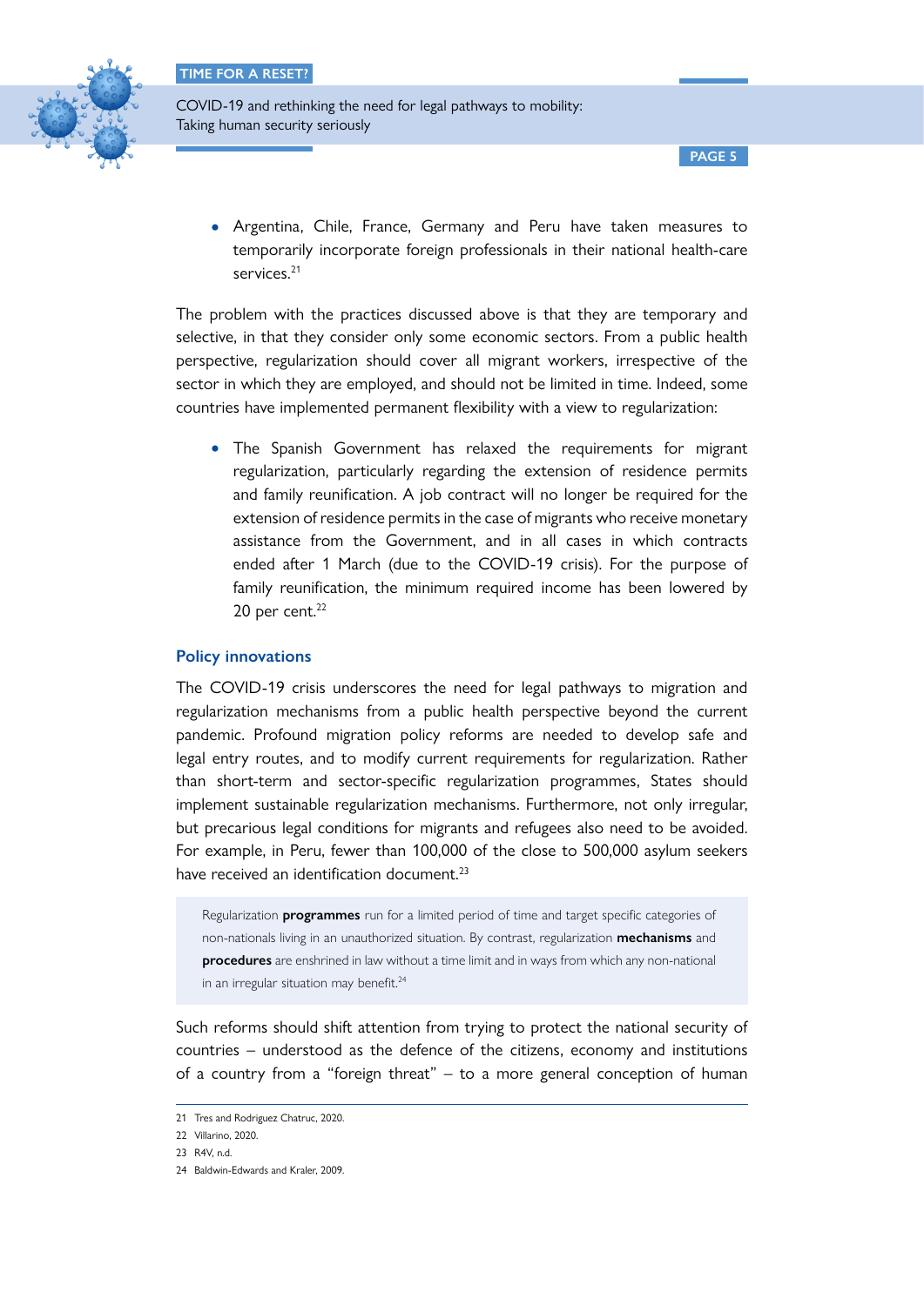- Argentina, Chile, France, Germany and Peru have taken measures to temporarily incorporate foreign professionals in their national health-care services.[21]

The problem with the practices discussed above is that they are temporary and selective, in that they consider only some economic sectors. From a public health perspective, regularization should cover all migrant workers, irrespective of the sector in which they are employed, and should not be limited in time. Indeed, some countries have implemented permanent flexibility with a view to regularization:

- The Spanish Government has relaxed the requirements for migrant regularization, particularly regarding the extension of residence permits and family reunification. A job contract will no longer be required for the extension of residence permits in the case of migrants who receive monetary assistance from the Government, and in all cases in which contracts ended after 1 March (due to the COVID-19 crisis). For the purpose of family reunification, the minimum required income has been lowered by 20 per cent.[22]

### Policy innovations

The COVID-19 crisis underscores the need for legal pathways to migration and regularization mechanisms from a public health perspective beyond the current pandemic. Profound migration policy reforms are needed to develop safe and legal entry routes, and to modify current requirements for regularization. Rather than short-term and sector-specific regularization programmes, States should implement sustainable regularization mechanisms. Furthermore, not only irregular, but precarious legal conditions for migrants and refugees also need to be avoided. For example, in Peru, fewer than 100,000 of the close to 500,000 asylum seekers have received an identification document.[23]

> Regularization **programmes** run for a limited period of time and target specific categories of non-nationals living in an unauthorized situation. By contrast, regularization **mechanisms** and **procedures** are enshrined in law without a time limit and in ways from which any non-national in an irregular situation may benefit.[24]

Such reforms should shift attention from trying to protect the national security of countries – understood as the defence of the citizens, economy and institutions of a country from a "foreign threat" – to a more general conception of human

---

21 Tres and Rodriguez Chatruc, 2020.

22 Villarino, 2020.

23 R4V, n.d.

24 Baldwin-Edwards and Kraler, 2009.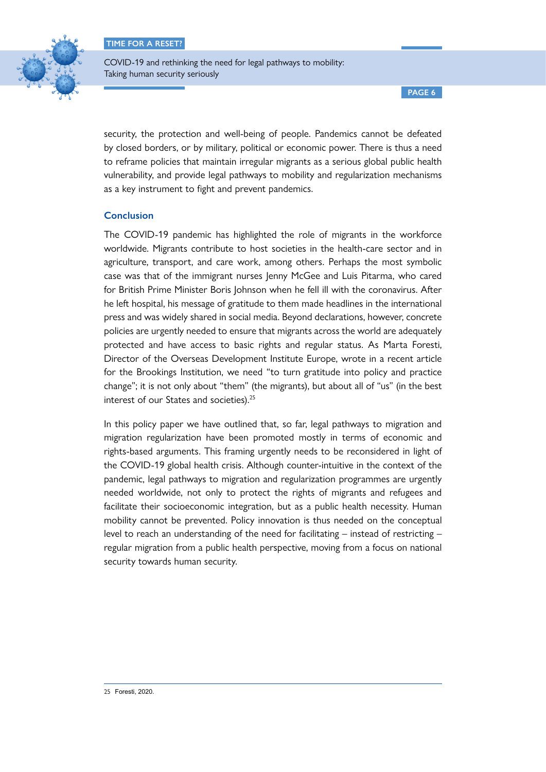security, the protection and well-being of people. Pandemics cannot be defeated by closed borders, or by military, political or economic power. There is thus a need to reframe policies that maintain irregular migrants as a serious global public health vulnerability, and provide legal pathways to mobility and regularization mechanisms as a key instrument to fight and prevent pandemics.

## Conclusion

The COVID-19 pandemic has highlighted the role of migrants in the workforce worldwide. Migrants contribute to host societies in the health-care sector and in agriculture, transport, and care work, among others. Perhaps the most symbolic case was that of the immigrant nurses Jenny McGee and Luis Pitarma, who cared for British Prime Minister Boris Johnson when he fell ill with the coronavirus. After he left hospital, his message of gratitude to them made headlines in the international press and was widely shared in social media. Beyond declarations, however, concrete policies are urgently needed to ensure that migrants across the world are adequately protected and have access to basic rights and regular status. As Marta Foresti, Director of the Overseas Development Institute Europe, wrote in a recent article for the Brookings Institution, we need "to turn gratitude into policy and practice change"; it is not only about "them" (the migrants), but about all of "us" (in the best interest of our States and societies).[25]

In this policy paper we have outlined that, so far, legal pathways to migration and migration regularization have been promoted mostly in terms of economic and rights-based arguments. This framing urgently needs to be reconsidered in light of the COVID-19 global health crisis. Although counter-intuitive in the context of the pandemic, legal pathways to migration and regularization programmes are urgently needed worldwide, not only to protect the rights of migrants and refugees and facilitate their socioeconomic integration, but as a public health necessity. Human mobility cannot be prevented. Policy innovation is thus needed on the conceptual level to reach an understanding of the need for facilitating – instead of restricting – regular migration from a public health perspective, moving from a focus on national security towards human security.

---

25 Foresti, 2020.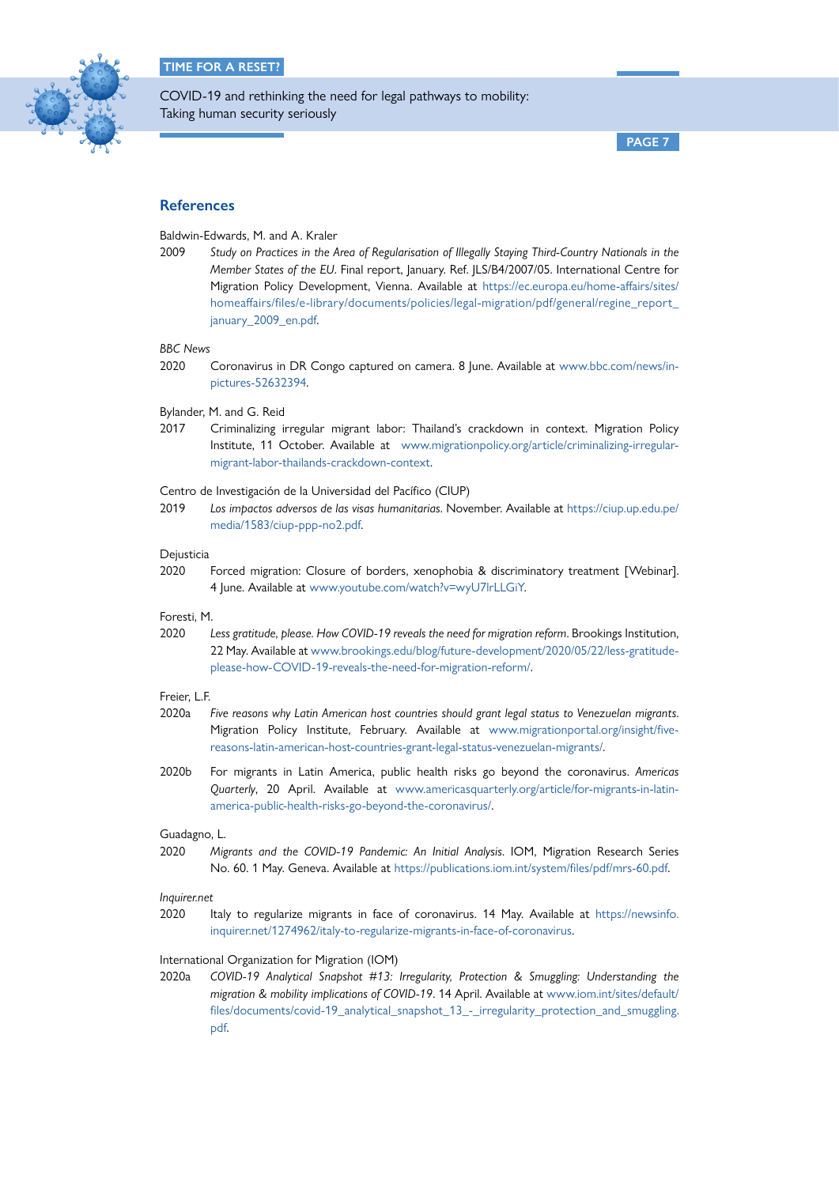## References

Baldwin-Edwards, M. and A. Kraler

2009 *Study on Practices in the Area of Regularisation of Illegally Staying Third-Country Nationals in the Member States of the EU*. Final report, January. Ref. JLS/B4/2007/05. International Centre for Migration Policy Development, Vienna. Available at https://ec.europa.eu/home-affairs/sites/homeaffairs/files/e-library/documents/policies/legal-migration/pdf/general/regine_report_january_2009_en.pdf.

*BBC News*

2020 Coronavirus in DR Congo captured on camera. 8 June. Available at www.bbc.com/news/in-pictures-52632394.

Bylander, M. and G. Reid

2017 Criminalizing irregular migrant labor: Thailand's crackdown in context. Migration Policy Institute, 11 October. Available at www.migrationpolicy.org/article/criminalizing-irregular-migrant-labor-thailands-crackdown-context.

Centro de Investigación de la Universidad del Pacífico (CIUP)

2019 *Los impactos adversos de las visas humanitarias*. November. Available at https://ciup.up.edu.pe/media/1583/ciup-ppp-no2.pdf.

Dejusticia

2020 Forced migration: Closure of borders, xenophobia & discriminatory treatment [Webinar]. 4 June. Available at www.youtube.com/watch?v=wyU7lrLLGiY.

Foresti, M.

2020 *Less gratitude, please. How COVID-19 reveals the need for migration reform*. Brookings Institution, 22 May. Available at www.brookings.edu/blog/future-development/2020/05/22/less-gratitude-please-how-COVID-19-reveals-the-need-for-migration-reform/.

Freier, L.F.

2020a *Five reasons why Latin American host countries should grant legal status to Venezuelan migrants*. Migration Policy Institute, February. Available at www.migrationportal.org/insight/five-reasons-latin-american-host-countries-grant-legal-status-venezuelan-migrants/.

2020b For migrants in Latin America, public health risks go beyond the coronavirus. *Americas Quarterly*, 20 April. Available at www.americasquarterly.org/article/for-migrants-in-latin-america-public-health-risks-go-beyond-the-coronavirus/.

Guadagno, L.

2020 *Migrants and the COVID-19 Pandemic: An Initial Analysis*. IOM, Migration Research Series No. 60. 1 May. Geneva. Available at https://publications.iom.int/system/files/pdf/mrs-60.pdf.

*Inquirer.net*

2020 Italy to regularize migrants in face of coronavirus. 14 May. Available at https://newsinfo.inquirer.net/1274962/italy-to-regularize-migrants-in-face-of-coronavirus.

International Organization for Migration (IOM)

2020a *COVID-19 Analytical Snapshot #13: Irregularity, Protection & Smuggling: Understanding the migration & mobility implications of COVID-19*. 14 April. Available at www.iom.int/sites/default/files/documents/covid-19_analytical_snapshot_13_-_irregularity_protection_and_smuggling.pdf.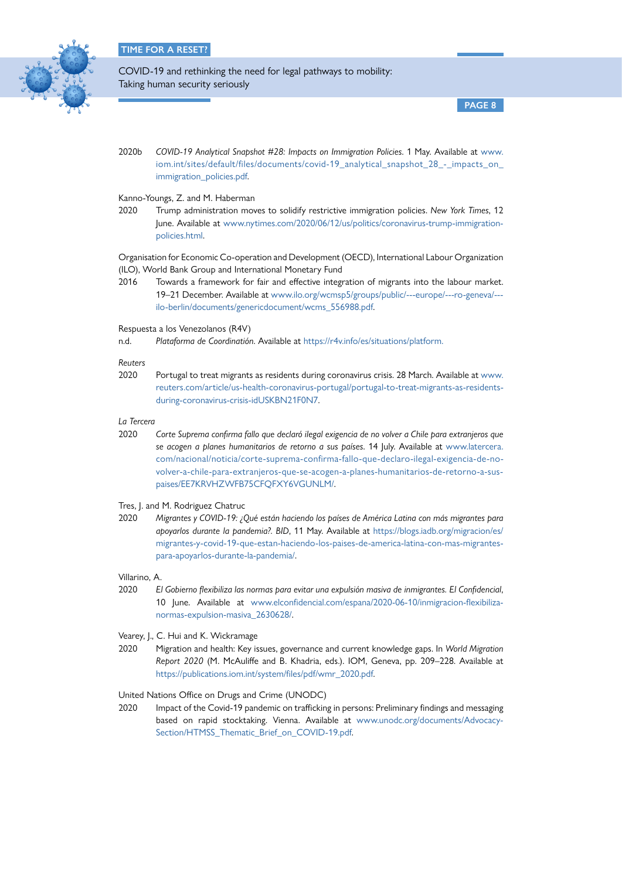2020b *COVID-19 Analytical Snapshot #28: Impacts on Immigration Policies.* 1 May. Available at www.iom.int/sites/default/files/documents/covid-19_analytical_snapshot_28_-_impacts_on_immigration_policies.pdf.

Kanno-Youngs, Z. and M. Haberman

2020 Trump administration moves to solidify restrictive immigration policies. *New York Times*, 12 June. Available at www.nytimes.com/2020/06/12/us/politics/coronavirus-trump-immigration-policies.html.

Organisation for Economic Co-operation and Development (OECD), International Labour Organization (ILO), World Bank Group and International Monetary Fund

2016 Towards a framework for fair and effective integration of migrants into the labour market. 19–21 December. Available at www.ilo.org/wcmsp5/groups/public/---europe/---ro-geneva/---ilo-berlin/documents/genericdocument/wcms_556988.pdf.

Respuesta a los Venezolanos (R4V)

n.d. *Plataforma de Coordinatión.* Available at https://r4v.info/es/situations/platform.

*Reuters*

2020 Portugal to treat migrants as residents during coronavirus crisis. 28 March. Available at www.reuters.com/article/us-health-coronavirus-portugal/portugal-to-treat-migrants-as-residents-during-coronavirus-crisis-idUSKBN21F0N7.

*La Tercera*

2020 *Corte Suprema confirma fallo que declaró ilegal exigencia de no volver a Chile para extranjeros que se acogen a planes humanitarios de retorno a sus países.* 14 July. Available at www.latercera.com/nacional/noticia/corte-suprema-confirma-fallo-que-declaro-ilegal-exigencia-de-no-volver-a-chile-para-extranjeros-que-se-acogen-a-planes-humanitarios-de-retorno-a-sus-paises/EE7KRVHZWFB75CFQFXY6VGUNLM/.

Tres, J. and M. Rodriguez Chatruc

2020 *Migrantes y COVID-19: ¿Qué están haciendo los países de América Latina con más migrantes para apoyarlos durante la pandemia?. BID*, 11 May. Available at https://blogs.iadb.org/migracion/es/migrantes-y-covid-19-que-estan-haciendo-los-paises-de-america-latina-con-mas-migrantes-para-apoyarlos-durante-la-pandemia/.

Villarino, A.

2020 *El Gobierno flexibiliza las normas para evitar una expulsión masiva de inmigrantes. El Confidencial*, 10 June. Available at www.elconfidencial.com/espana/2020-06-10/inmigracion-flexibiliza-normas-expulsion-masiva_2630628/.

Vearey, J., C. Hui and K. Wickramage

2020 Migration and health: Key issues, governance and current knowledge gaps. In *World Migration Report 2020* (M. McAuliffe and B. Khadria, eds.). IOM, Geneva, pp. 209–228. Available at https://publications.iom.int/system/files/pdf/wmr_2020.pdf.

United Nations Office on Drugs and Crime (UNODC)

2020 Impact of the Covid-19 pandemic on trafficking in persons: Preliminary findings and messaging based on rapid stocktaking. Vienna. Available at www.unodc.org/documents/Advocacy-Section/HTMSS_Thematic_Brief_on_COVID-19.pdf.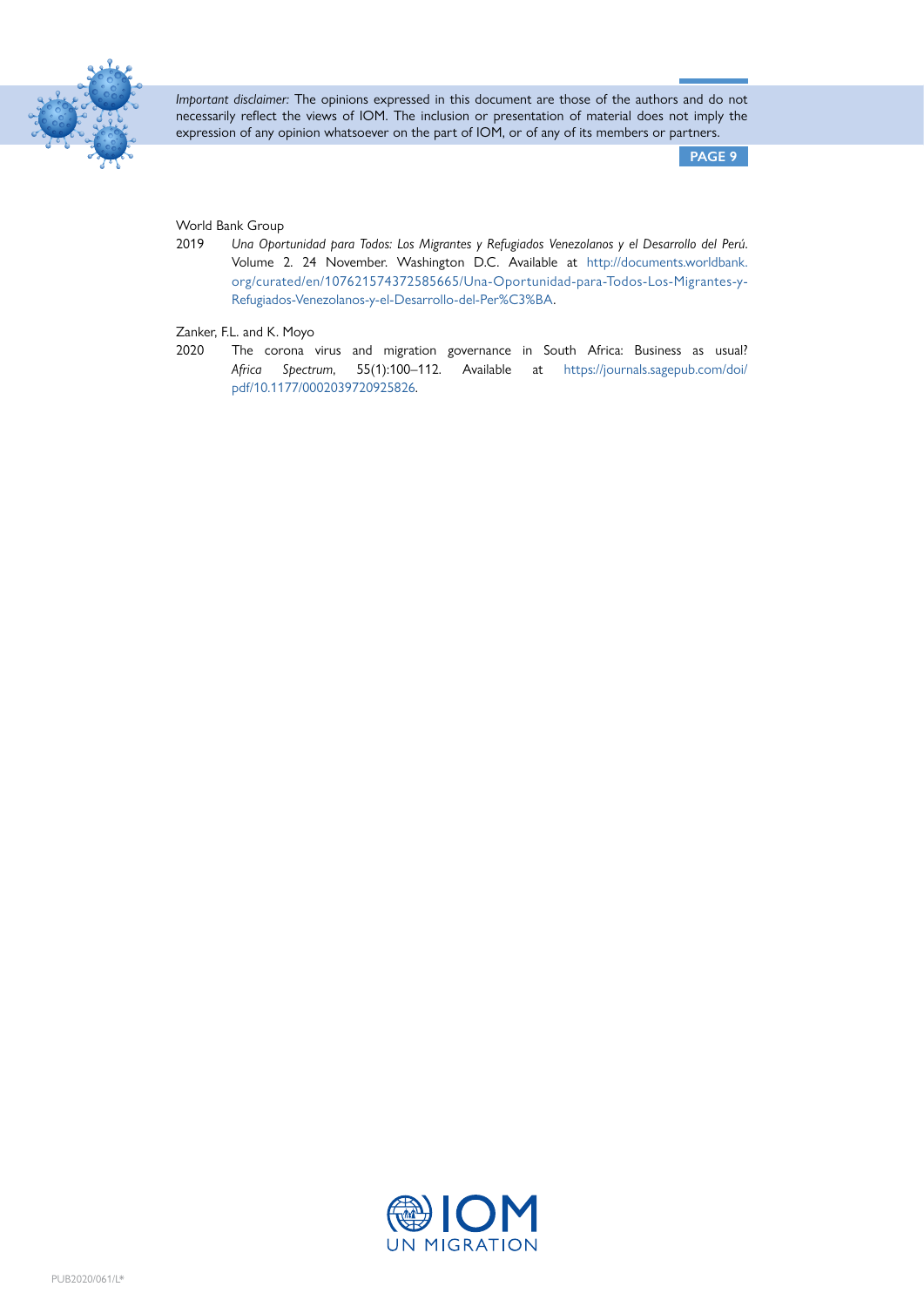World Bank Group

2019 *Una Oportunidad para Todos: Los Migrantes y Refugiados Venezolanos y el Desarrollo del Perú*. Volume 2. 24 November. Washington D.C. Available at http://documents.worldbank.org/curated/en/107621574372585665/Una-Oportunidad-para-Todos-Los-Migrantes-y-Refugiados-Venezolanos-y-el-Desarrollo-del-Per%C3%BA.

Zanker, F.L. and K. Moyo

2020 The corona virus and migration governance in South Africa: Business as usual? *Africa Spectrum*, 55(1):100–112. Available at https://journals.sagepub.com/doi/pdf/10.1177/0002039720925826.

PUB2020/061/L*